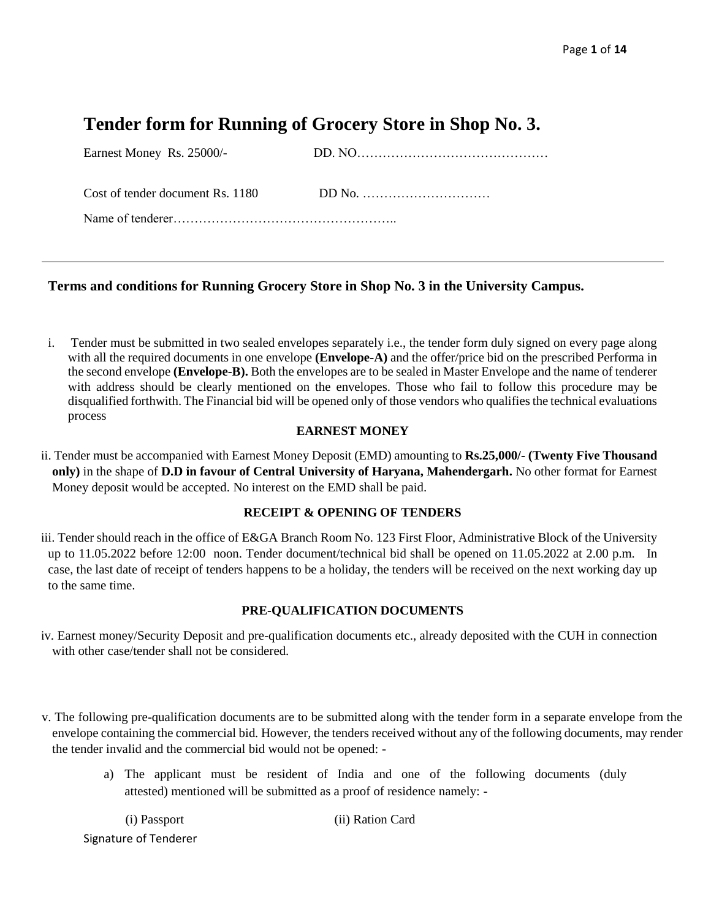# Tender form for Running of Grocery Store in Shop No. 3.

Earnest Money Rs. 25000/- DD. NO………………………………………

Cost of tender document Rs. 1180 DD No. …………………………

Name of tenderer……………………………………………..

---

## Terms and conditions for Running Grocery Store in Shop No. 3 in the University Campus.

i. Tender must be submitted in two sealed envelopes separately i.e., the tender form duly signed on every page along with all the required documents in one envelope **(Envelope-A)** and the offer/price bid on the prescribed Performa in the second envelope **(Envelope-B).** Both the envelopes are to be sealed in Master Envelope and the name of tenderer with address should be clearly mentioned on the envelopes. Those who fail to follow this procedure may be disqualified forthwith. The Financial bid will be opened only of those vendors who qualifies the technical evaluations process

**EARNEST MONEY**

ii. Tender must be accompanied with Earnest Money Deposit (EMD) amounting to **Rs.25,000/- (Twenty Five Thousand only)** in the shape of **D.D in favour of Central University of Haryana, Mahendergarh.** No other format for Earnest Money deposit would be accepted. No interest on the EMD shall be paid.

**RECEIPT & OPENING OF TENDERS**

iii. Tender should reach in the office of E&GA Branch Room No. 123 First Floor, Administrative Block of the University up to 11.05.2022 before 12:00 noon. Tender document/technical bid shall be opened on 11.05.2022 at 2.00 p.m. In case, the last date of receipt of tenders happens to be a holiday, the tenders will be received on the next working day up to the same time.

**PRE-QUALIFICATION DOCUMENTS**

iv. Earnest money/Security Deposit and pre-qualification documents etc., already deposited with the CUH in connection with other case/tender shall not be considered.

v. The following pre-qualification documents are to be submitted along with the tender form in a separate envelope from the envelope containing the commercial bid. However, the tenders received without any of the following documents, may render the tender invalid and the commercial bid would not be opened: -

a) The applicant must be resident of India and one of the following documents (duly attested) mentioned will be submitted as a proof of residence namely: -

(i) Passport (ii) Ration Card

Signature of Tenderer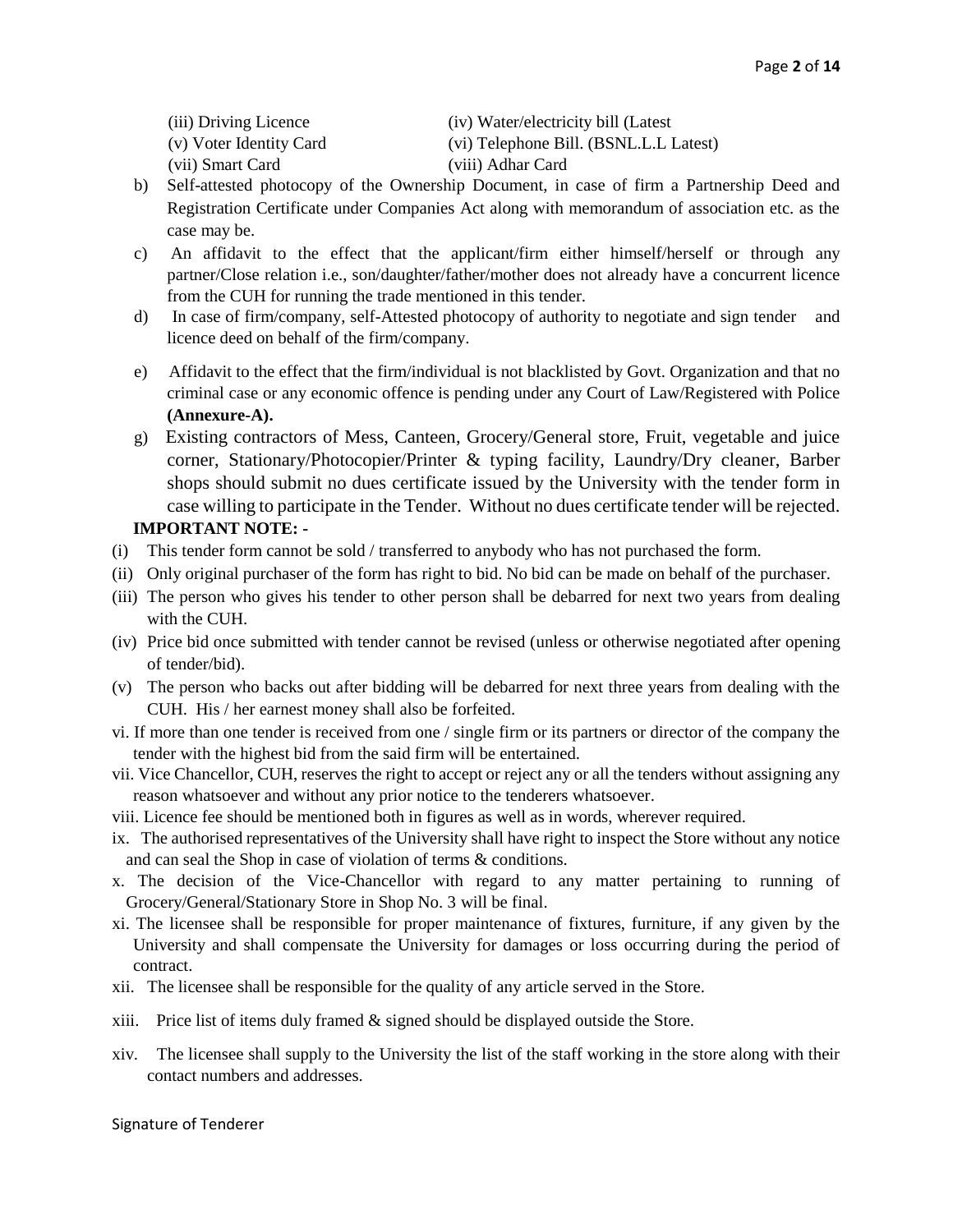(iii) Driving Licence (iv) Water/electricity bill (Latest

(v) Voter Identity Card (vi) Telephone Bill. (BSNL.L.L Latest)

(vii) Smart Card (viii) Adhar Card

b) Self-attested photocopy of the Ownership Document, in case of firm a Partnership Deed and Registration Certificate under Companies Act along with memorandum of association etc. as the case may be.

c) An affidavit to the effect that the applicant/firm either himself/herself or through any partner/Close relation i.e., son/daughter/father/mother does not already have a concurrent licence from the CUH for running the trade mentioned in this tender.

d) In case of firm/company, self-Attested photocopy of authority to negotiate and sign tender and licence deed on behalf of the firm/company.

e) Affidavit to the effect that the firm/individual is not blacklisted by Govt. Organization and that no criminal case or any economic offence is pending under any Court of Law/Registered with Police **(Annexure-A).**

g) Existing contractors of Mess, Canteen, Grocery/General store, Fruit, vegetable and juice corner, Stationary/Photocopier/Printer & typing facility, Laundry/Dry cleaner, Barber shops should submit no dues certificate issued by the University with the tender form in case willing to participate in the Tender. Without no dues certificate tender will be rejected.

**IMPORTANT NOTE: -**

(i) This tender form cannot be sold / transferred to anybody who has not purchased the form.

(ii) Only original purchaser of the form has right to bid. No bid can be made on behalf of the purchaser.

(iii) The person who gives his tender to other person shall be debarred for next two years from dealing with the CUH.

(iv) Price bid once submitted with tender cannot be revised (unless or otherwise negotiated after opening of tender/bid).

(v) The person who backs out after bidding will be debarred for next three years from dealing with the CUH. His / her earnest money shall also be forfeited.

vi. If more than one tender is received from one / single firm or its partners or director of the company the tender with the highest bid from the said firm will be entertained.

vii. Vice Chancellor, CUH, reserves the right to accept or reject any or all the tenders without assigning any reason whatsoever and without any prior notice to the tenderers whatsoever.

viii. Licence fee should be mentioned both in figures as well as in words, wherever required.

ix. The authorised representatives of the University shall have right to inspect the Store without any notice and can seal the Shop in case of violation of terms & conditions.

x. The decision of the Vice-Chancellor with regard to any matter pertaining to running of Grocery/General/Stationary Store in Shop No. 3 will be final.

xi. The licensee shall be responsible for proper maintenance of fixtures, furniture, if any given by the University and shall compensate the University for damages or loss occurring during the period of contract.

xii. The licensee shall be responsible for the quality of any article served in the Store.

xiii. Price list of items duly framed & signed should be displayed outside the Store.

xiv. The licensee shall supply to the University the list of the staff working in the store along with their contact numbers and addresses.

Signature of Tenderer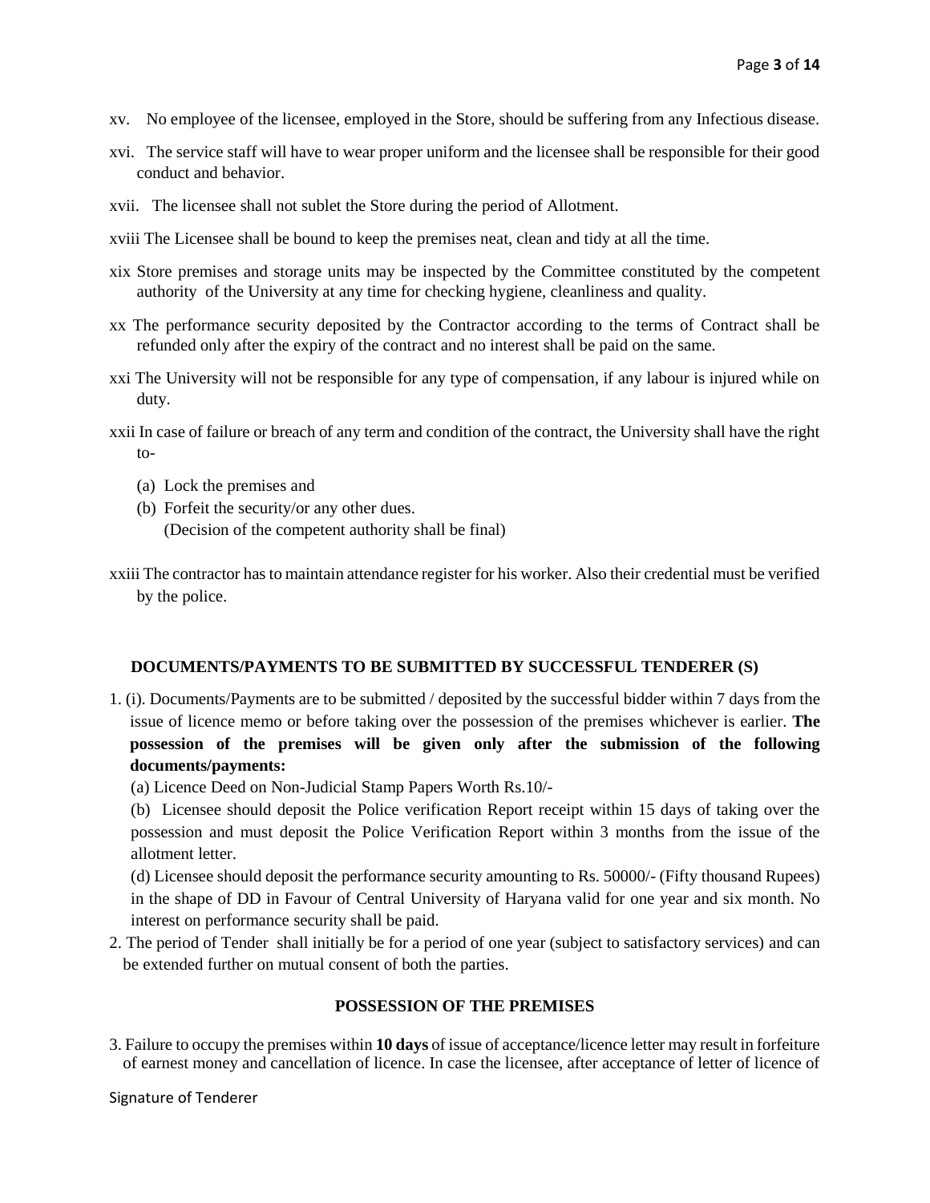xv. No employee of the licensee, employed in the Store, should be suffering from any Infectious disease.

xvi. The service staff will have to wear proper uniform and the licensee shall be responsible for their good conduct and behavior.

xvii. The licensee shall not sublet the Store during the period of Allotment.

xviii The Licensee shall be bound to keep the premises neat, clean and tidy at all the time.

xix Store premises and storage units may be inspected by the Committee constituted by the competent authority of the University at any time for checking hygiene, cleanliness and quality.

xx The performance security deposited by the Contractor according to the terms of Contract shall be refunded only after the expiry of the contract and no interest shall be paid on the same.

xxi The University will not be responsible for any type of compensation, if any labour is injured while on duty.

xxii In case of failure or breach of any term and condition of the contract, the University shall have the right to-

(a) Lock the premises and
(b) Forfeit the security/or any other dues.
(Decision of the competent authority shall be final)

xxiii The contractor has to maintain attendance register for his worker. Also their credential must be verified by the police.

### DOCUMENTS/PAYMENTS TO BE SUBMITTED BY SUCCESSFUL TENDERER (S)

1. (i). Documents/Payments are to be submitted / deposited by the successful bidder within 7 days from the issue of licence memo or before taking over the possession of the premises whichever is earlier. **The possession of the premises will be given only after the submission of the following documents/payments:**

   (a) Licence Deed on Non-Judicial Stamp Papers Worth Rs.10/-

   (b) Licensee should deposit the Police verification Report receipt within 15 days of taking over the possession and must deposit the Police Verification Report within 3 months from the issue of the allotment letter.

   (d) Licensee should deposit the performance security amounting to Rs. 50000/- (Fifty thousand Rupees) in the shape of DD in Favour of Central University of Haryana valid for one year and six month. No interest on performance security shall be paid.

2. The period of Tender shall initially be for a period of one year (subject to satisfactory services) and can be extended further on mutual consent of both the parties.

### POSSESSION OF THE PREMISES

3. Failure to occupy the premises within **10 days** of issue of acceptance/licence letter may result in forfeiture of earnest money and cancellation of licence. In case the licensee, after acceptance of letter of licence of

Signature of Tenderer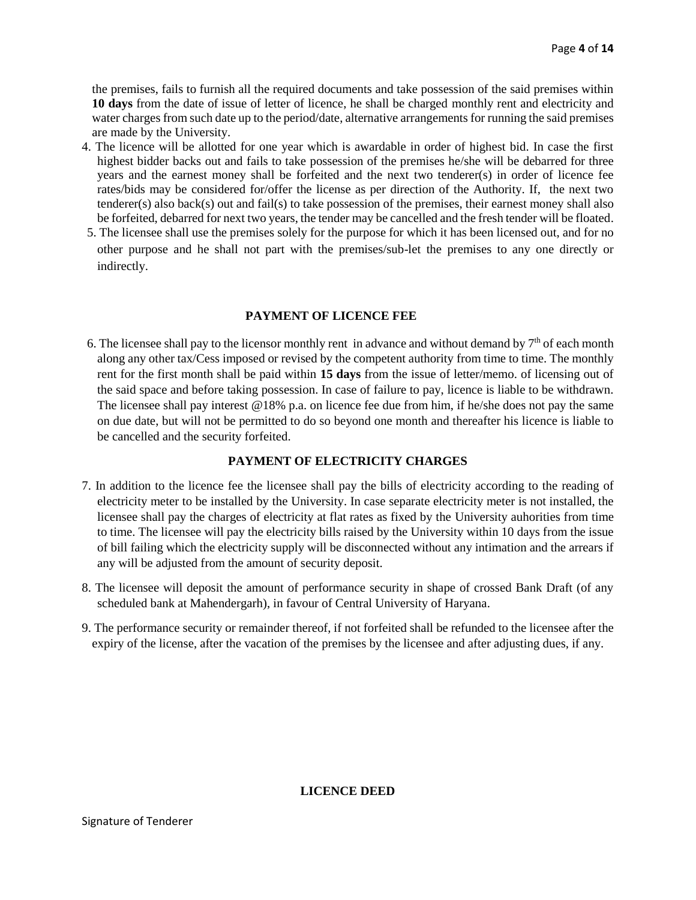the premises, fails to furnish all the required documents and take possession of the said premises within **10 days** from the date of issue of letter of licence, he shall be charged monthly rent and electricity and water charges from such date up to the period/date, alternative arrangements for running the said premises are made by the University.

4. The licence will be allotted for one year which is awardable in order of highest bid. In case the first highest bidder backs out and fails to take possession of the premises he/she will be debarred for three years and the earnest money shall be forfeited and the next two tenderer(s) in order of licence fee rates/bids may be considered for/offer the license as per direction of the Authority. If, the next two tenderer(s) also back(s) out and fail(s) to take possession of the premises, their earnest money shall also be forfeited, debarred for next two years, the tender may be cancelled and the fresh tender will be floated.
5. The licensee shall use the premises solely for the purpose for which it has been licensed out, and for no other purpose and he shall not part with the premises/sub-let the premises to any one directly or indirectly.

## PAYMENT OF LICENCE FEE

6. The licensee shall pay to the licensor monthly rent in advance and without demand by 7th of each month along any other tax/Cess imposed or revised by the competent authority from time to time. The monthly rent for the first month shall be paid within **15 days** from the issue of letter/memo. of licensing out of the said space and before taking possession. In case of failure to pay, licence is liable to be withdrawn. The licensee shall pay interest @18% p.a. on licence fee due from him, if he/she does not pay the same on due date, but will not be permitted to do so beyond one month and thereafter his licence is liable to be cancelled and the security forfeited.

## PAYMENT OF ELECTRICITY CHARGES

7. In addition to the licence fee the licensee shall pay the bills of electricity according to the reading of electricity meter to be installed by the University. In case separate electricity meter is not installed, the licensee shall pay the charges of electricity at flat rates as fixed by the University auhorities from time to time. The licensee will pay the electricity bills raised by the University within 10 days from the issue of bill failing which the electricity supply will be disconnected without any intimation and the arrears if any will be adjusted from the amount of security deposit.
8. The licensee will deposit the amount of performance security in shape of crossed Bank Draft (of any scheduled bank at Mahendergarh), in favour of Central University of Haryana.
9. The performance security or remainder thereof, if not forfeited shall be refunded to the licensee after the expiry of the license, after the vacation of the premises by the licensee and after adjusting dues, if any.

## LICENCE DEED

Signature of Tenderer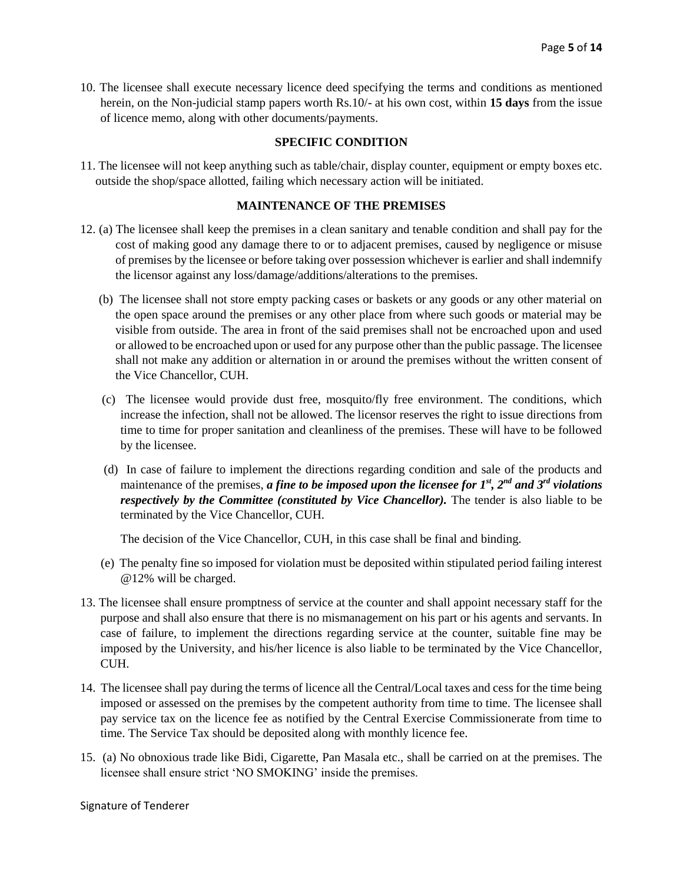10. The licensee shall execute necessary licence deed specifying the terms and conditions as mentioned herein, on the Non-judicial stamp papers worth Rs.10/- at his own cost, within **15 days** from the issue of licence memo, along with other documents/payments.

**SPECIFIC CONDITION**

11. The licensee will not keep anything such as table/chair, display counter, equipment or empty boxes etc. outside the shop/space allotted, failing which necessary action will be initiated.

**MAINTENANCE OF THE PREMISES**

12. (a) The licensee shall keep the premises in a clean sanitary and tenable condition and shall pay for the cost of making good any damage there to or to adjacent premises, caused by negligence or misuse of premises by the licensee or before taking over possession whichever is earlier and shall indemnify the licensor against any loss/damage/additions/alterations to the premises.

    (b) The licensee shall not store empty packing cases or baskets or any goods or any other material on the open space around the premises or any other place from where such goods or material may be visible from outside. The area in front of the said premises shall not be encroached upon and used or allowed to be encroached upon or used for any purpose other than the public passage. The licensee shall not make any addition or alternation in or around the premises without the written consent of the Vice Chancellor, CUH.

    (c) The licensee would provide dust free, mosquito/fly free environment. The conditions, which increase the infection, shall not be allowed. The licensor reserves the right to issue directions from time to time for proper sanitation and cleanliness of the premises. These will have to be followed by the licensee.

    (d) In case of failure to implement the directions regarding condition and sale of the products and maintenance of the premises, ***a fine to be imposed upon the licensee for 1st, 2nd and 3rd violations respectively by the Committee (constituted by Vice Chancellor).*** The tender is also liable to be terminated by the Vice Chancellor, CUH.

    The decision of the Vice Chancellor, CUH, in this case shall be final and binding.

    (e) The penalty fine so imposed for violation must be deposited within stipulated period failing interest @12% will be charged.

13. The licensee shall ensure promptness of service at the counter and shall appoint necessary staff for the purpose and shall also ensure that there is no mismanagement on his part or his agents and servants. In case of failure, to implement the directions regarding service at the counter, suitable fine may be imposed by the University, and his/her licence is also liable to be terminated by the Vice Chancellor, CUH.

14. The licensee shall pay during the terms of licence all the Central/Local taxes and cess for the time being imposed or assessed on the premises by the competent authority from time to time. The licensee shall pay service tax on the licence fee as notified by the Central Exercise Commissionerate from time to time. The Service Tax should be deposited along with monthly licence fee.

15. (a) No obnoxious trade like Bidi, Cigarette, Pan Masala etc., shall be carried on at the premises. The licensee shall ensure strict 'NO SMOKING' inside the premises.

Signature of Tenderer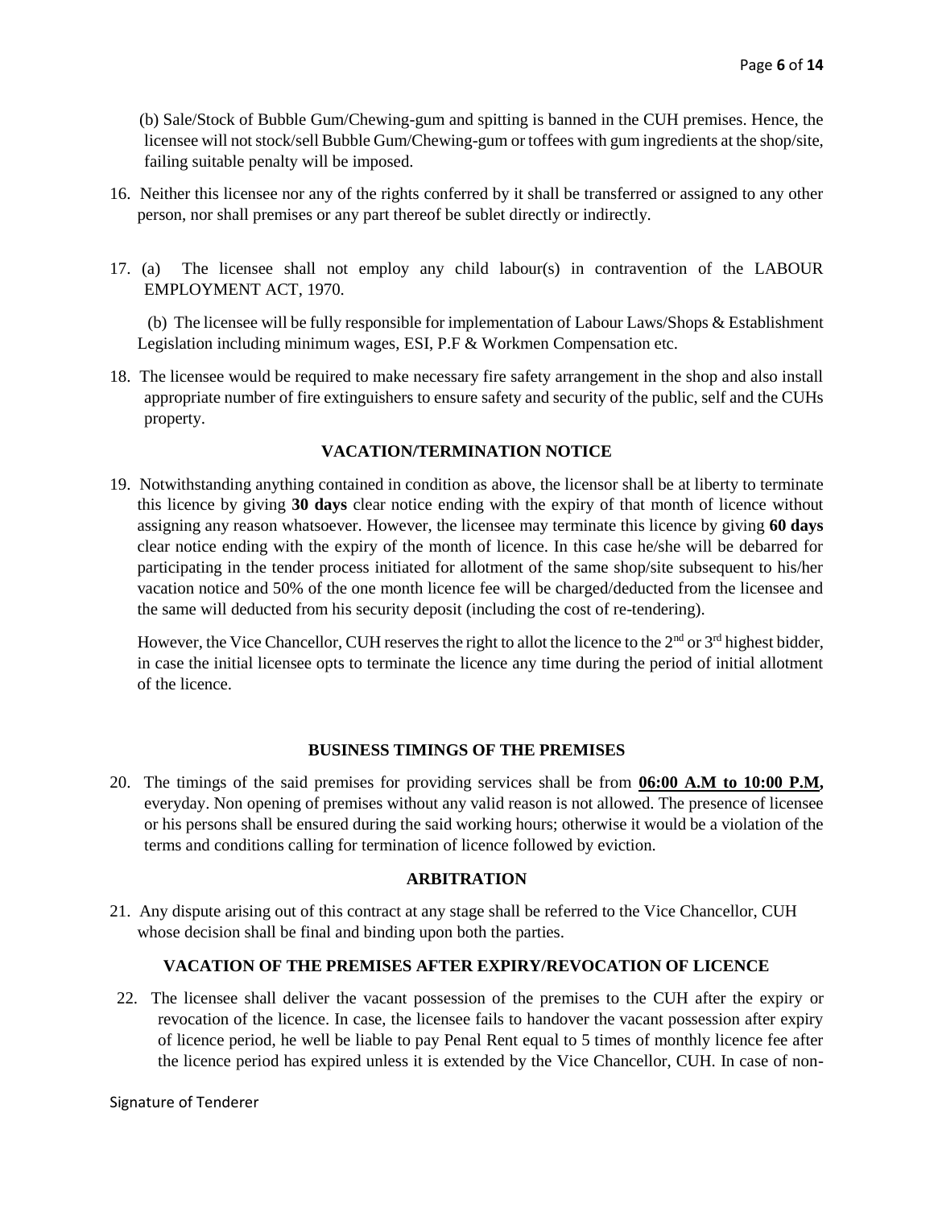(b) Sale/Stock of Bubble Gum/Chewing-gum and spitting is banned in the CUH premises. Hence, the licensee will not stock/sell Bubble Gum/Chewing-gum or toffees with gum ingredients at the shop/site, failing suitable penalty will be imposed.

16. Neither this licensee nor any of the rights conferred by it shall be transferred or assigned to any other person, nor shall premises or any part thereof be sublet directly or indirectly.

17. (a) The licensee shall not employ any child labour(s) in contravention of the LABOUR EMPLOYMENT ACT, 1970.

    (b) The licensee will be fully responsible for implementation of Labour Laws/Shops & Establishment Legislation including minimum wages, ESI, P.F & Workmen Compensation etc.

18. The licensee would be required to make necessary fire safety arrangement in the shop and also install appropriate number of fire extinguishers to ensure safety and security of the public, self and the CUHs property.

### VACATION/TERMINATION NOTICE

19. Notwithstanding anything contained in condition as above, the licensor shall be at liberty to terminate this licence by giving **30 days** clear notice ending with the expiry of that month of licence without assigning any reason whatsoever. However, the licensee may terminate this licence by giving **60 days** clear notice ending with the expiry of the month of licence. In this case he/she will be debarred for participating in the tender process initiated for allotment of the same shop/site subsequent to his/her vacation notice and 50% of the one month licence fee will be charged/deducted from the licensee and the same will deducted from his security deposit (including the cost of re-tendering).

    However, the Vice Chancellor, CUH reserves the right to allot the licence to the 2nd or 3rd highest bidder, in case the initial licensee opts to terminate the licence any time during the period of initial allotment of the licence.

### BUSINESS TIMINGS OF THE PREMISES

20. The timings of the said premises for providing services shall be from **06:00 A.M to 10:00 P.M,** everyday. Non opening of premises without any valid reason is not allowed. The presence of licensee or his persons shall be ensured during the said working hours; otherwise it would be a violation of the terms and conditions calling for termination of licence followed by eviction.

### ARBITRATION

21. Any dispute arising out of this contract at any stage shall be referred to the Vice Chancellor, CUH whose decision shall be final and binding upon both the parties.

### VACATION OF THE PREMISES AFTER EXPIRY/REVOCATION OF LICENCE

22. The licensee shall deliver the vacant possession of the premises to the CUH after the expiry or revocation of the licence. In case, the licensee fails to handover the vacant possession after expiry of licence period, he well be liable to pay Penal Rent equal to 5 times of monthly licence fee after the licence period has expired unless it is extended by the Vice Chancellor, CUH. In case of non-

Signature of Tenderer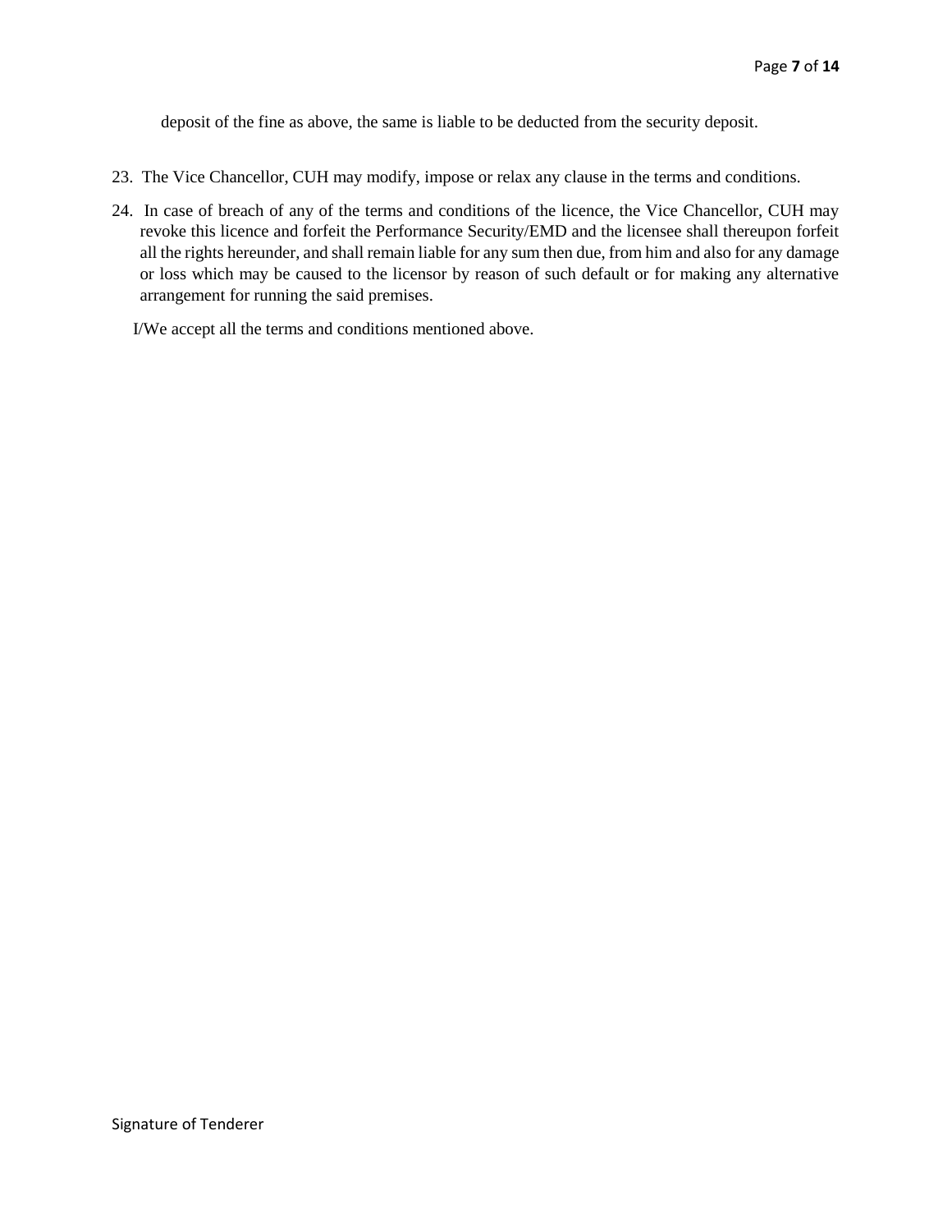deposit of the fine as above, the same is liable to be deducted from the security deposit.

23. The Vice Chancellor, CUH may modify, impose or relax any clause in the terms and conditions.

24. In case of breach of any of the terms and conditions of the licence, the Vice Chancellor, CUH may revoke this licence and forfeit the Performance Security/EMD and the licensee shall thereupon forfeit all the rights hereunder, and shall remain liable for any sum then due, from him and also for any damage or loss which may be caused to the licensor by reason of such default or for making any alternative arrangement for running the said premises.

I/We accept all the terms and conditions mentioned above.

Signature of Tenderer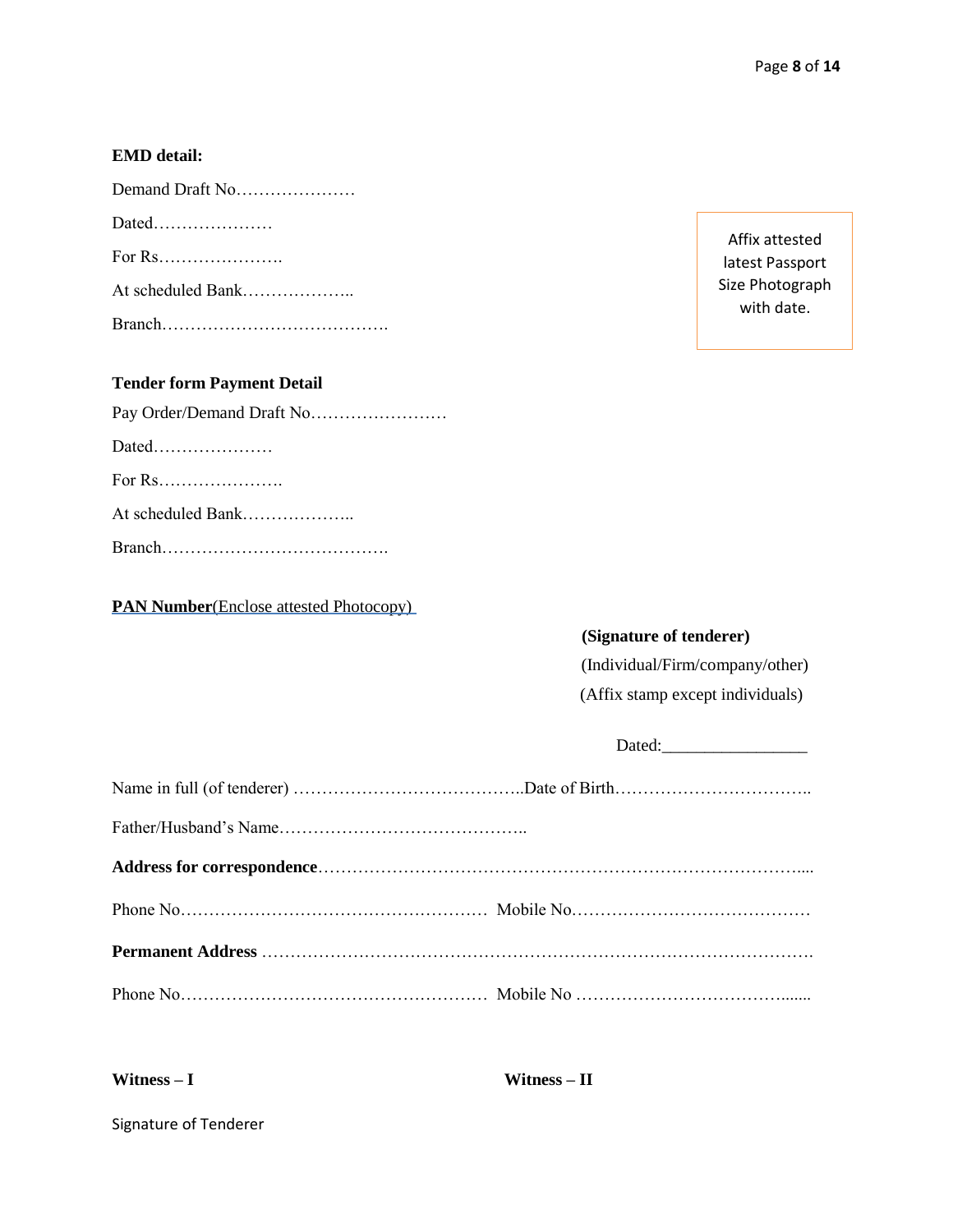**EMD detail:**

Demand Draft No…………………

Dated…………………

For Rs………………….

At scheduled Bank………………..

Branch………………………………….

Affix attested latest Passport Size Photograph with date.

**Tender form Payment Detail**

Pay Order/Demand Draft No……………………

Dated…………………

For Rs………………….

At scheduled Bank………………..

Branch………………………………….

**PAN Number**(Enclose attested Photocopy)

**(Signature of tenderer)**
(Individual/Firm/company/other)
(Affix stamp except individuals)

Dated:________________

Name in full (of tenderer) …………………………………..Date of Birth……………………………..

Father/Husband's Name……………………………………..

**Address for correspondence**…………………………………………………………………………....

Phone No……………………………………………… Mobile No……………………………………

**Permanent Address** …………………………………………………………………………………….

Phone No……………………………………………… Mobile No ……………………………….......

**Witness – I** **Witness – II**

Signature of Tenderer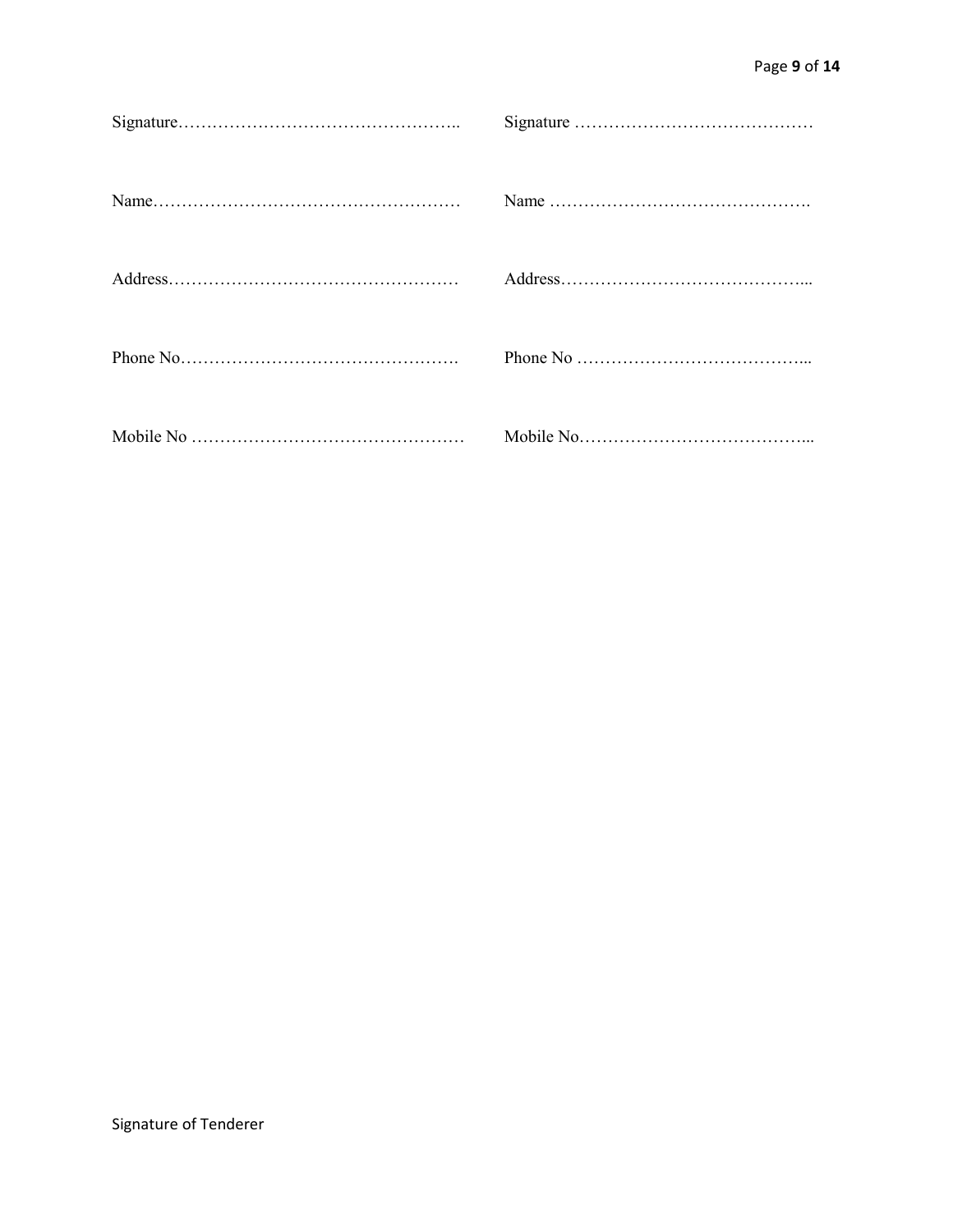| | |
|---|---|
| Signature………………………………………….. | Signature …………………………………… |
| Name……………………………………………… | Name ………………………………………. |
| Address…………………………………………… | Address…….………………………………... |
| Phone No…………………………………………. | Phone No …………………………………... |
| Mobile No ………………………………………… | Mobile No…………………………………... |

Signature of Tenderer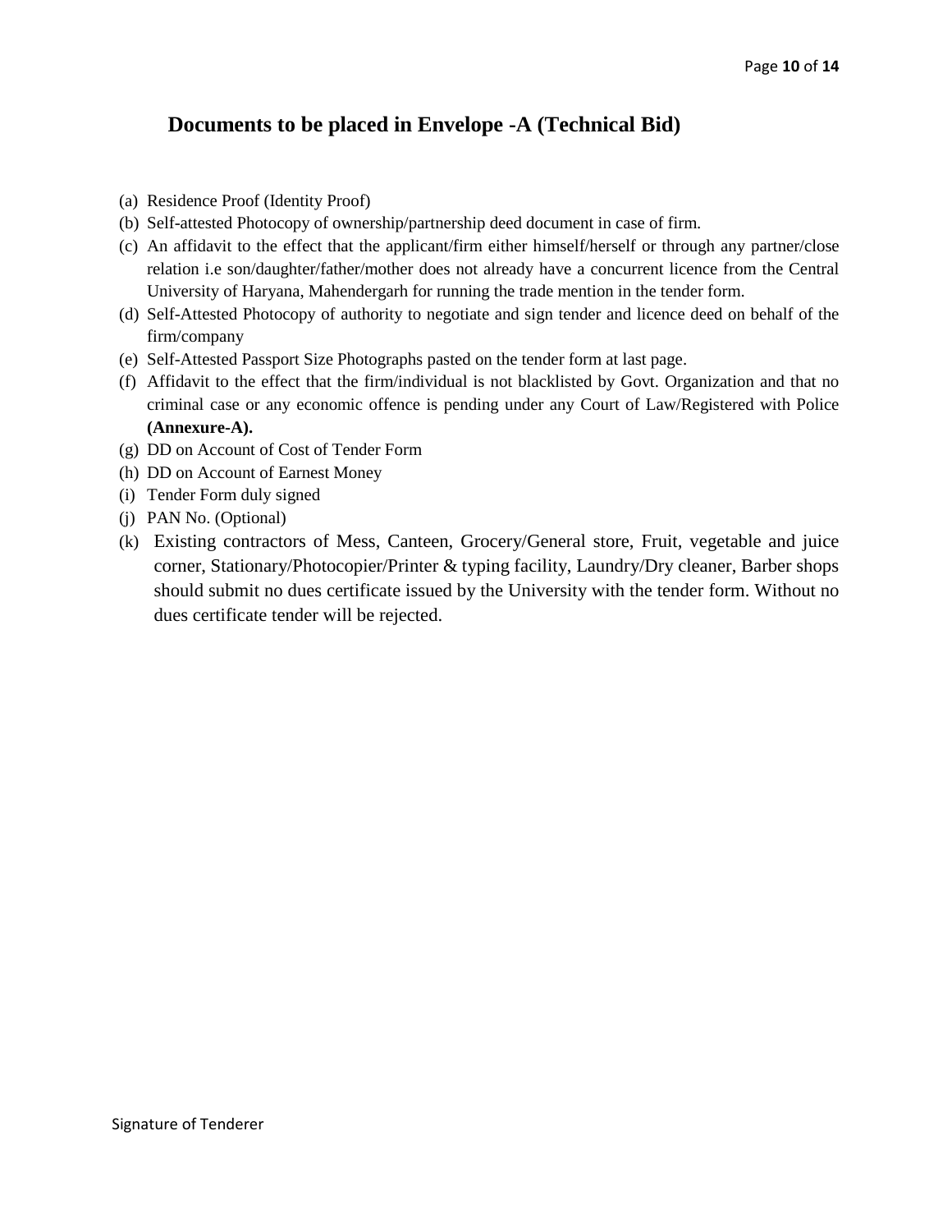## Documents to be placed in Envelope -A (Technical Bid)

(a) Residence Proof (Identity Proof)

(b) Self-attested Photocopy of ownership/partnership deed document in case of firm.

(c) An affidavit to the effect that the applicant/firm either himself/herself or through any partner/close relation i.e son/daughter/father/mother does not already have a concurrent licence from the Central University of Haryana, Mahendergarh for running the trade mention in the tender form.

(d) Self-Attested Photocopy of authority to negotiate and sign tender and licence deed on behalf of the firm/company

(e) Self-Attested Passport Size Photographs pasted on the tender form at last page.

(f) Affidavit to the effect that the firm/individual is not blacklisted by Govt. Organization and that no criminal case or any economic offence is pending under any Court of Law/Registered with Police **(Annexure-A).**

(g) DD on Account of Cost of Tender Form

(h) DD on Account of Earnest Money

(i) Tender Form duly signed

(j) PAN No. (Optional)

(k) Existing contractors of Mess, Canteen, Grocery/General store, Fruit, vegetable and juice corner, Stationary/Photocopier/Printer & typing facility, Laundry/Dry cleaner, Barber shops should submit no dues certificate issued by the University with the tender form. Without no dues certificate tender will be rejected.

Signature of Tenderer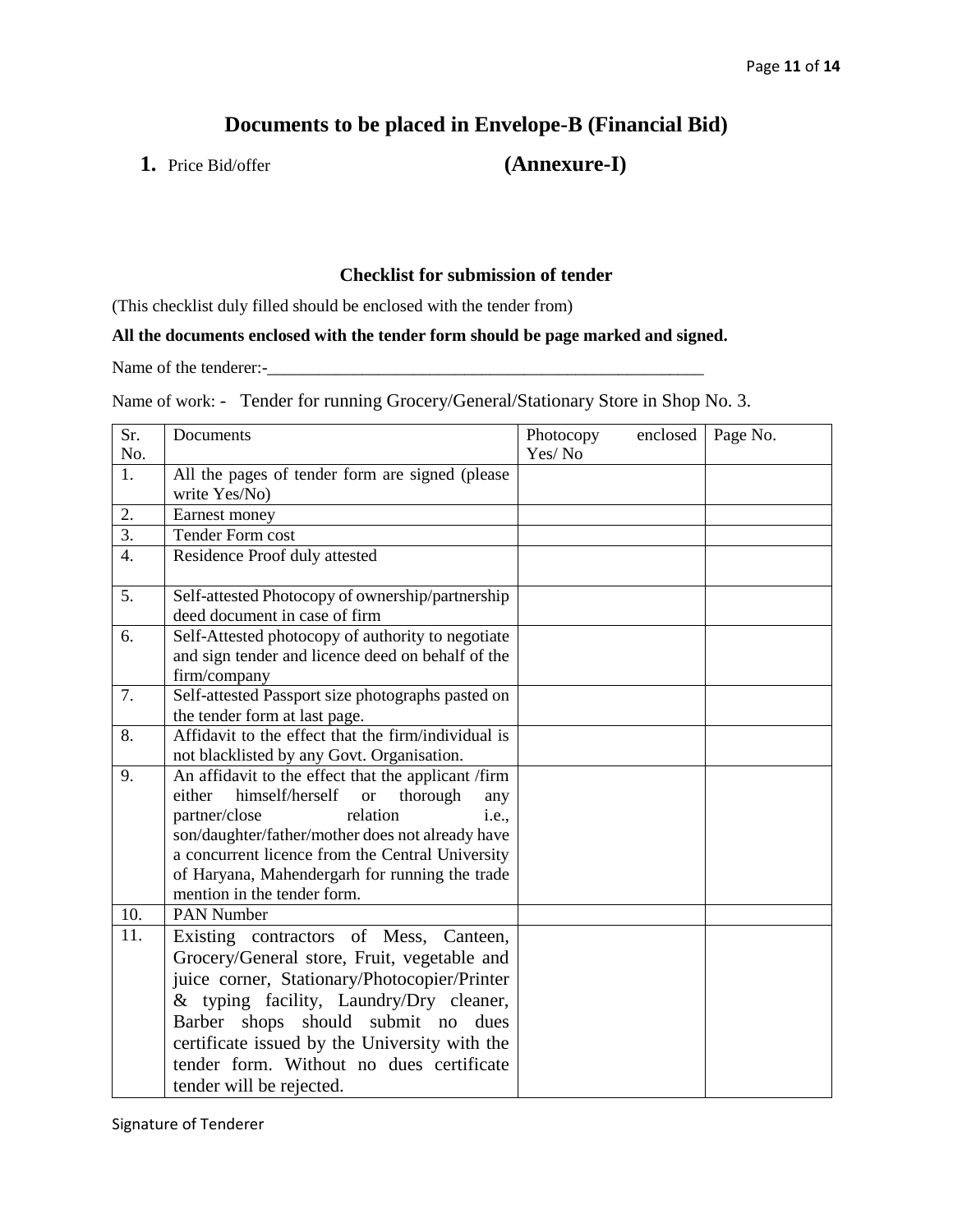# Documents to be placed in Envelope-B (Financial Bid)

**1.** Price Bid/offer **(Annexure-I)**

### Checklist for submission of tender

(This checklist duly filled should be enclosed with the tender from)

**All the documents enclosed with the tender form should be page marked and signed.**

Name of the tenderer:-_____________________________________________________

Name of work: - Tender for running Grocery/General/Stationary Store in Shop No. 3.

| Sr. No. | Documents | Photocopy enclosed Yes/ No | Page No. |
|---|---|---|---|
| 1. | All the pages of tender form are signed (please write Yes/No) | | |
| 2. | Earnest money | | |
| 3. | Tender Form cost | | |
| 4. | Residence Proof duly attested | | |
| 5. | Self-attested Photocopy of ownership/partnership deed document in case of firm | | |
| 6. | Self-Attested photocopy of authority to negotiate and sign tender and licence deed on behalf of the firm/company | | |
| 7. | Self-attested Passport size photographs pasted on the tender form at last page. | | |
| 8. | Affidavit to the effect that the firm/individual is not blacklisted by any Govt. Organisation. | | |
| 9. | An affidavit to the effect that the applicant /firm either himself/herself or thorough any partner/close relation i.e., son/daughter/father/mother does not already have a concurrent licence from the Central University of Haryana, Mahendergarh for running the trade mention in the tender form. | | |
| 10. | PAN Number | | |
| 11. | Existing contractors of Mess, Canteen, Grocery/General store, Fruit, vegetable and juice corner, Stationary/Photocopier/Printer & typing facility, Laundry/Dry cleaner, Barber shops should submit no dues certificate issued by the University with the tender form. Without no dues certificate tender will be rejected. | | |

Signature of Tenderer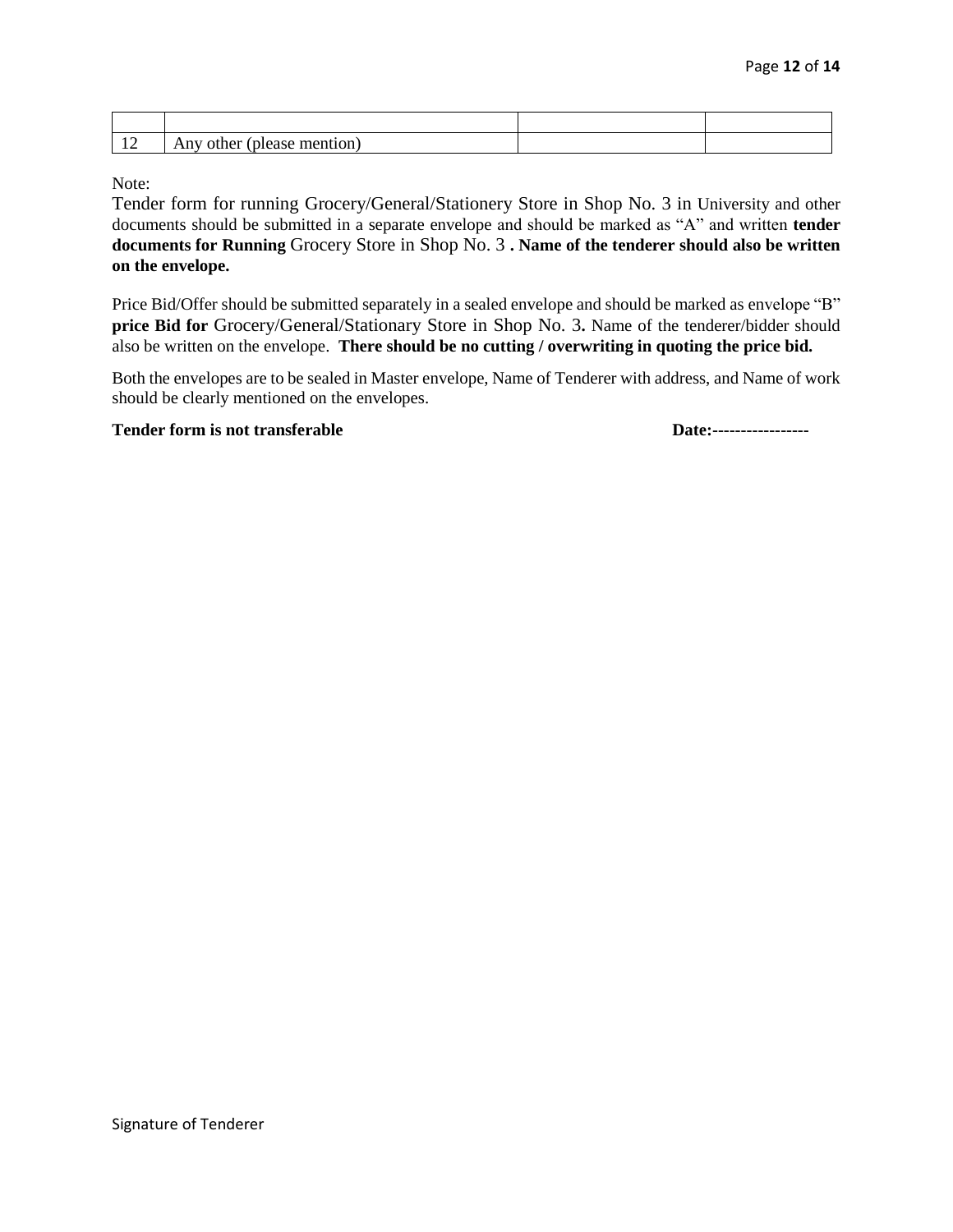| | | | |
|---|---|---|---|
| | | | |
| 12 | Any other (please mention) | | |

Note:

Tender form for running Grocery/General/Stationery Store in Shop No. 3 in University and other documents should be submitted in a separate envelope and should be marked as "A" and written **tender documents for Running** Grocery Store in Shop No. 3 **. Name of the tenderer should also be written on the envelope.**

Price Bid/Offer should be submitted separately in a sealed envelope and should be marked as envelope "B" **price Bid for** Grocery/General/Stationary Store in Shop No. 3**.** Name of the tenderer/bidder should also be written on the envelope. **There should be no cutting / overwriting in quoting the price bid.**

Both the envelopes are to be sealed in Master envelope, Name of Tenderer with address, and Name of work should be clearly mentioned on the envelopes.

**Tender form is not transferable** **Date:-----------------**

Signature of Tenderer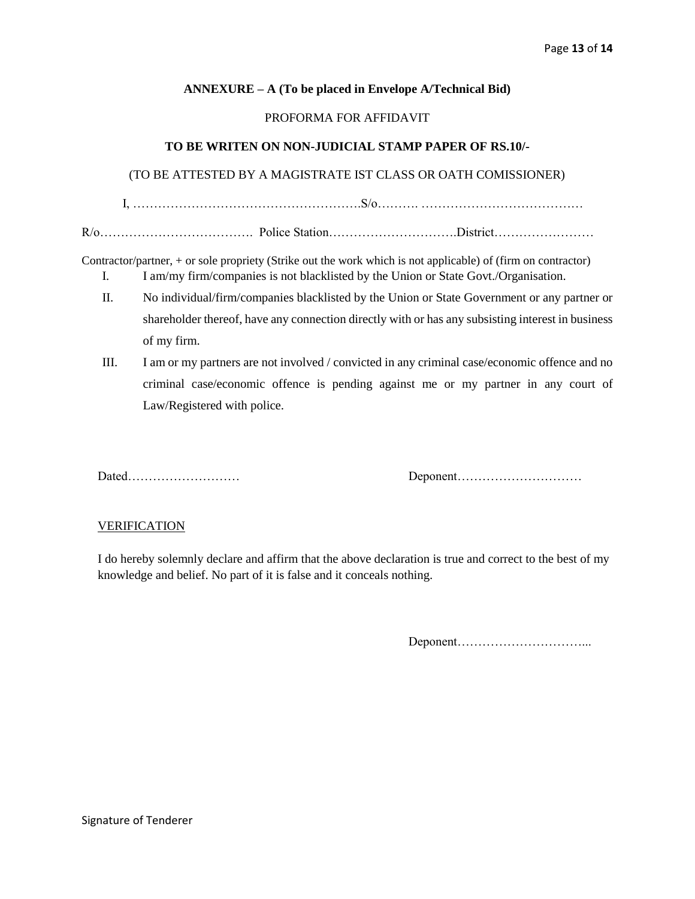**ANNEXURE – A (To be placed in Envelope A/Technical Bid)**

PROFORMA FOR AFFIDAVIT

**TO BE WRITEN ON NON-JUDICIAL STAMP PAPER OF RS.10/-**

(TO BE ATTESTED BY A MAGISTRATE IST CLASS OR OATH COMISSIONER)

I, ……………………………………………….S/o………. …………………………………

R/o………………………………. Police Station………………………….District……………………

Contractor/partner, + or sole propriety (Strike out the work which is not applicable) of (firm on contractor)

I. I am/my firm/companies is not blacklisted by the Union or State Govt./Organisation.

II. No individual/firm/companies blacklisted by the Union or State Government or any partner or shareholder thereof, have any connection directly with or has any subsisting interest in business of my firm.

III. I am or my partners are not involved / convicted in any criminal case/economic offence and no criminal case/economic offence is pending against me or my partner in any court of Law/Registered with police.

Dated……………………… Deponent…………………………

VERIFICATION

I do hereby solemnly declare and affirm that the above declaration is true and correct to the best of my knowledge and belief. No part of it is false and it conceals nothing.

Deponent…………………………...

Signature of Tenderer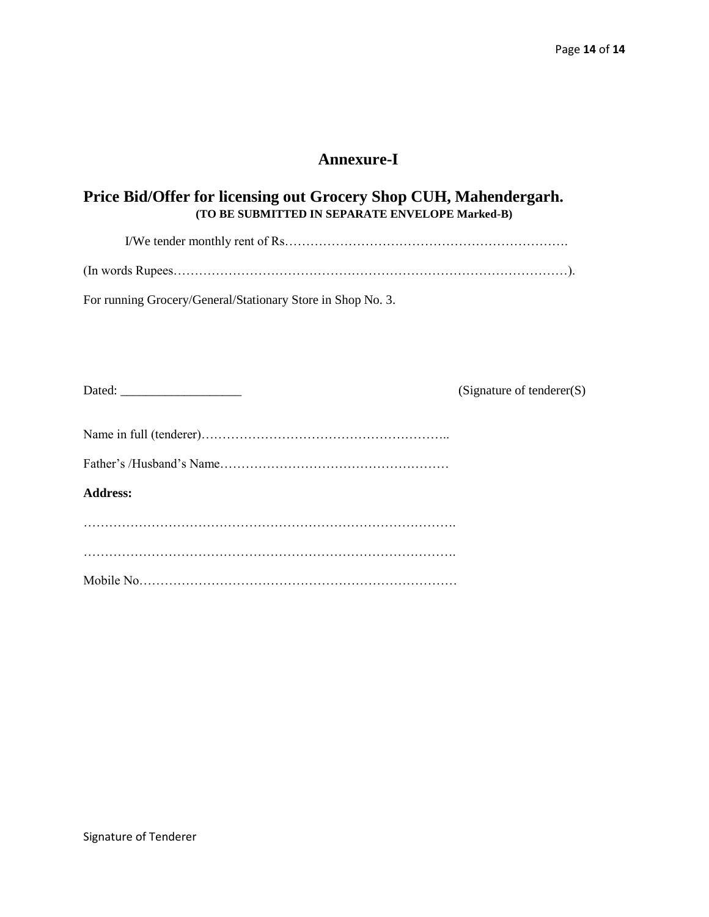# Annexure-I

## Price Bid/Offer for licensing out Grocery Shop CUH, Mahendergarh.

**(TO BE SUBMITTED IN SEPARATE ENVELOPE Marked-B)**

I/We tender monthly rent of Rs………………………………………………………….

(In words Rupees……………………………………………………………………………………).

For running Grocery/General/Stationary Store in Shop No. 3.

Dated: ___________________ (Signature of tenderer(S)

Name in full (tenderer)…………………………………………………..

Father's /Husband's Name………………………………………………

**Address:**

…………………………………………………………………………….

…………………………………………………………………………….

Mobile No…………………………………………………………………

Signature of Tenderer